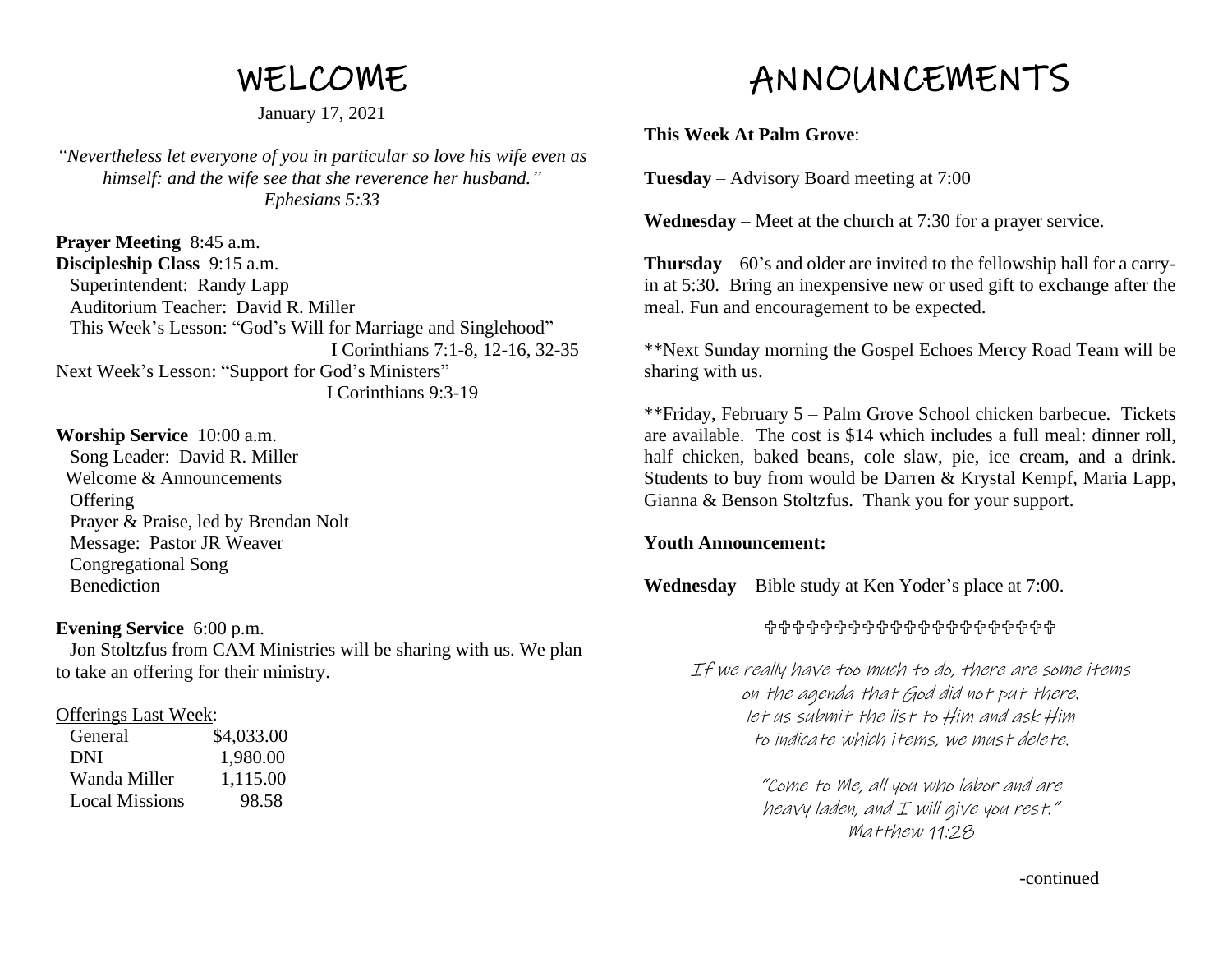# WELCOME

January 17, 2021

*"Nevertheless let everyone of you in particular so love his wife even as himself: and the wife see that she reverence her husband."*
*Ephesians 5:33*

**Prayer Meeting** 8:45 a.m.
**Discipleship Class** 9:15 a.m.
Superintendent: Randy Lapp
Auditorium Teacher: David R. Miller
This Week's Lesson: "God's Will for Marriage and Singlehood"
I Corinthians 7:1-8, 12-16, 32-35
Next Week's Lesson: "Support for God's Ministers"
I Corinthians 9:3-19

**Worship Service** 10:00 a.m.
Song Leader: David R. Miller
Welcome & Announcements
Offering
Prayer & Praise, led by Brendan Nolt
Message: Pastor JR Weaver
Congregational Song
Benediction

**Evening Service** 6:00 p.m.
Jon Stoltzfus from CAM Ministries will be sharing with us. We plan to take an offering for their ministry.

<u>Offerings Last Week</u>:

| | |
|---|---|
| General | $4,033.00 |
| DNI | 1,980.00 |
| Wanda Miller | 1,115.00 |
| Local Missions | 98.58 |

# ANNOUNCEMENTS

**This Week At Palm Grove**:

**Tuesday** – Advisory Board meeting at 7:00

**Wednesday** – Meet at the church at 7:30 for a prayer service.

**Thursday** – 60's and older are invited to the fellowship hall for a carry-in at 5:30. Bring an inexpensive new or used gift to exchange after the meal. Fun and encouragement to be expected.

**Next Sunday morning the Gospel Echoes Mercy Road Team will be sharing with us.

**Friday, February 5 – Palm Grove School chicken barbecue. Tickets are available. The cost is $14 which includes a full meal: dinner roll, half chicken, baked beans, cole slaw, pie, ice cream, and a drink. Students to buy from would be Darren & Krystal Kempf, Maria Lapp, Gianna & Benson Stoltzfus. Thank you for your support.

**Youth Announcement:**

**Wednesday** – Bible study at Ken Yoder's place at 7:00.

✞✞✞✞✞✞✞✞✞✞✞✞✞✞✞✞✞✞✞✞

If we really have too much to do, there are some items on the agenda that God did not put there. let us submit the list to Him and ask Him to indicate which items, we must delete.

"Come to Me, all you who labor and are heavy laden, and I will give you rest."
Matthew 11:28

-continued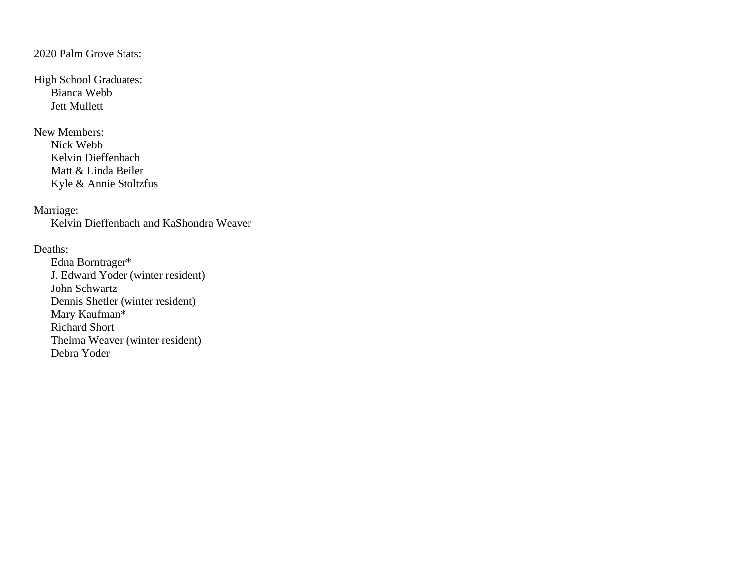2020 Palm Grove Stats:

High School Graduates:

- Bianca Webb
- Jett Mullett

New Members:

- Nick Webb
- Kelvin Dieffenbach
- Matt & Linda Beiler
- Kyle & Annie Stoltzfus

Marriage:

- Kelvin Dieffenbach and KaShondra Weaver

Deaths:

- Edna Borntrager*
- J. Edward Yoder (winter resident)
- John Schwartz
- Dennis Shetler (winter resident)
- Mary Kaufman*
- Richard Short
- Thelma Weaver (winter resident)
- Debra Yoder